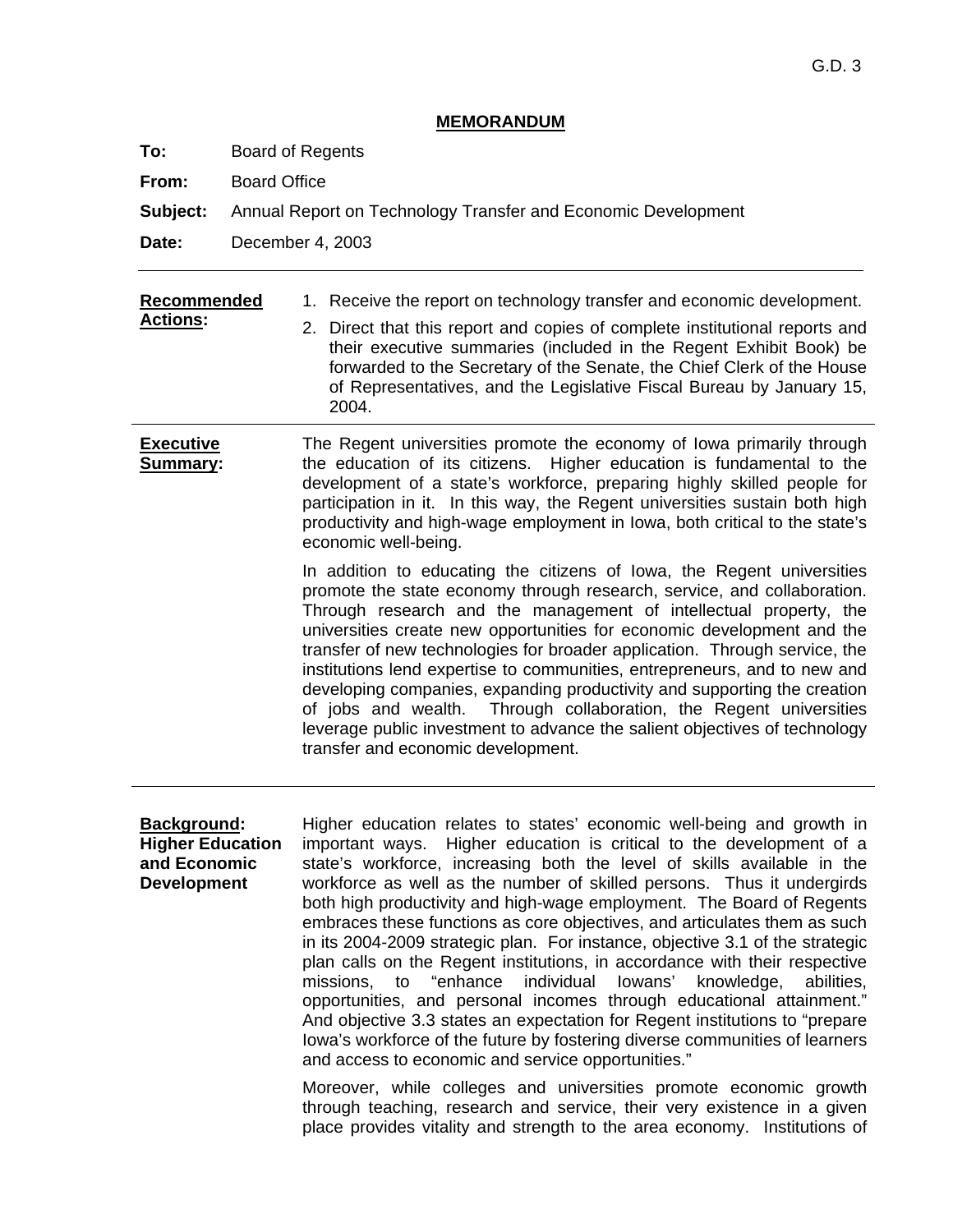G.D. 3

**MEMORANDUM**

**To:** Board of Regents

**From:** Board Office

**Subject:** Annual Report on Technology Transfer and Economic Development

**Date:** December 4, 2003

---

**Recommended Actions:**

1. Receive the report on technology transfer and economic development.
2. Direct that this report and copies of complete institutional reports and their executive summaries (included in the Regent Exhibit Book) be forwarded to the Secretary of the Senate, the Chief Clerk of the House of Representatives, and the Legislative Fiscal Bureau by January 15, 2004.

---

**Executive Summary:**

The Regent universities promote the economy of Iowa primarily through the education of its citizens. Higher education is fundamental to the development of a state's workforce, preparing highly skilled people for participation in it. In this way, the Regent universities sustain both high productivity and high-wage employment in Iowa, both critical to the state's economic well-being.

In addition to educating the citizens of Iowa, the Regent universities promote the state economy through research, service, and collaboration. Through research and the management of intellectual property, the universities create new opportunities for economic development and the transfer of new technologies for broader application. Through service, the institutions lend expertise to communities, entrepreneurs, and to new and developing companies, expanding productivity and supporting the creation of jobs and wealth. Through collaboration, the Regent universities leverage public investment to advance the salient objectives of technology transfer and economic development.

---

**Background: Higher Education and Economic Development**

Higher education relates to states' economic well-being and growth in important ways. Higher education is critical to the development of a state's workforce, increasing both the level of skills available in the workforce as well as the number of skilled persons. Thus it undergirds both high productivity and high-wage employment. The Board of Regents embraces these functions as core objectives, and articulates them as such in its 2004-2009 strategic plan. For instance, objective 3.1 of the strategic plan calls on the Regent institutions, in accordance with their respective missions, to "enhance individual Iowans' knowledge, abilities, opportunities, and personal incomes through educational attainment." And objective 3.3 states an expectation for Regent institutions to "prepare Iowa's workforce of the future by fostering diverse communities of learners and access to economic and service opportunities."

Moreover, while colleges and universities promote economic growth through teaching, research and service, their very existence in a given place provides vitality and strength to the area economy. Institutions of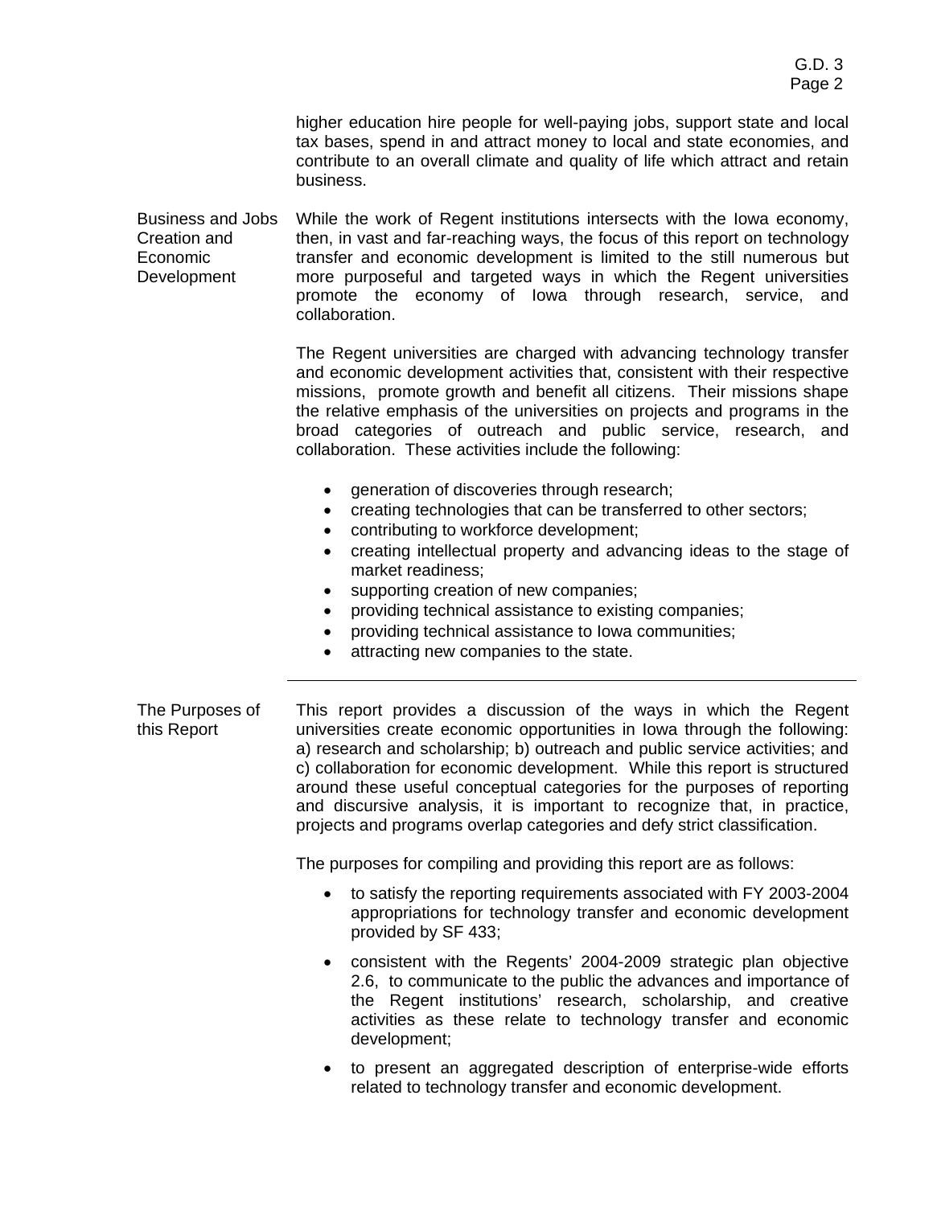higher education hire people for well-paying jobs, support state and local tax bases, spend in and attract money to local and state economies, and contribute to an overall climate and quality of life which attract and retain business.

**Business and Jobs Creation and Economic Development**

While the work of Regent institutions intersects with the Iowa economy, then, in vast and far-reaching ways, the focus of this report on technology transfer and economic development is limited to the still numerous but more purposeful and targeted ways in which the Regent universities promote the economy of Iowa through research, service, and collaboration.

The Regent universities are charged with advancing technology transfer and economic development activities that, consistent with their respective missions, promote growth and benefit all citizens. Their missions shape the relative emphasis of the universities on projects and programs in the broad categories of outreach and public service, research, and collaboration. These activities include the following:

- generation of discoveries through research;
- creating technologies that can be transferred to other sectors;
- contributing to workforce development;
- creating intellectual property and advancing ideas to the stage of market readiness;
- supporting creation of new companies;
- providing technical assistance to existing companies;
- providing technical assistance to Iowa communities;
- attracting new companies to the state.

---

**The Purposes of this Report**

This report provides a discussion of the ways in which the Regent universities create economic opportunities in Iowa through the following: a) research and scholarship; b) outreach and public service activities; and c) collaboration for economic development. While this report is structured around these useful conceptual categories for the purposes of reporting and discursive analysis, it is important to recognize that, in practice, projects and programs overlap categories and defy strict classification.

The purposes for compiling and providing this report are as follows:

- to satisfy the reporting requirements associated with FY 2003-2004 appropriations for technology transfer and economic development provided by SF 433;
- consistent with the Regents' 2004-2009 strategic plan objective 2.6, to communicate to the public the advances and importance of the Regent institutions' research, scholarship, and creative activities as these relate to technology transfer and economic development;
- to present an aggregated description of enterprise-wide efforts related to technology transfer and economic development.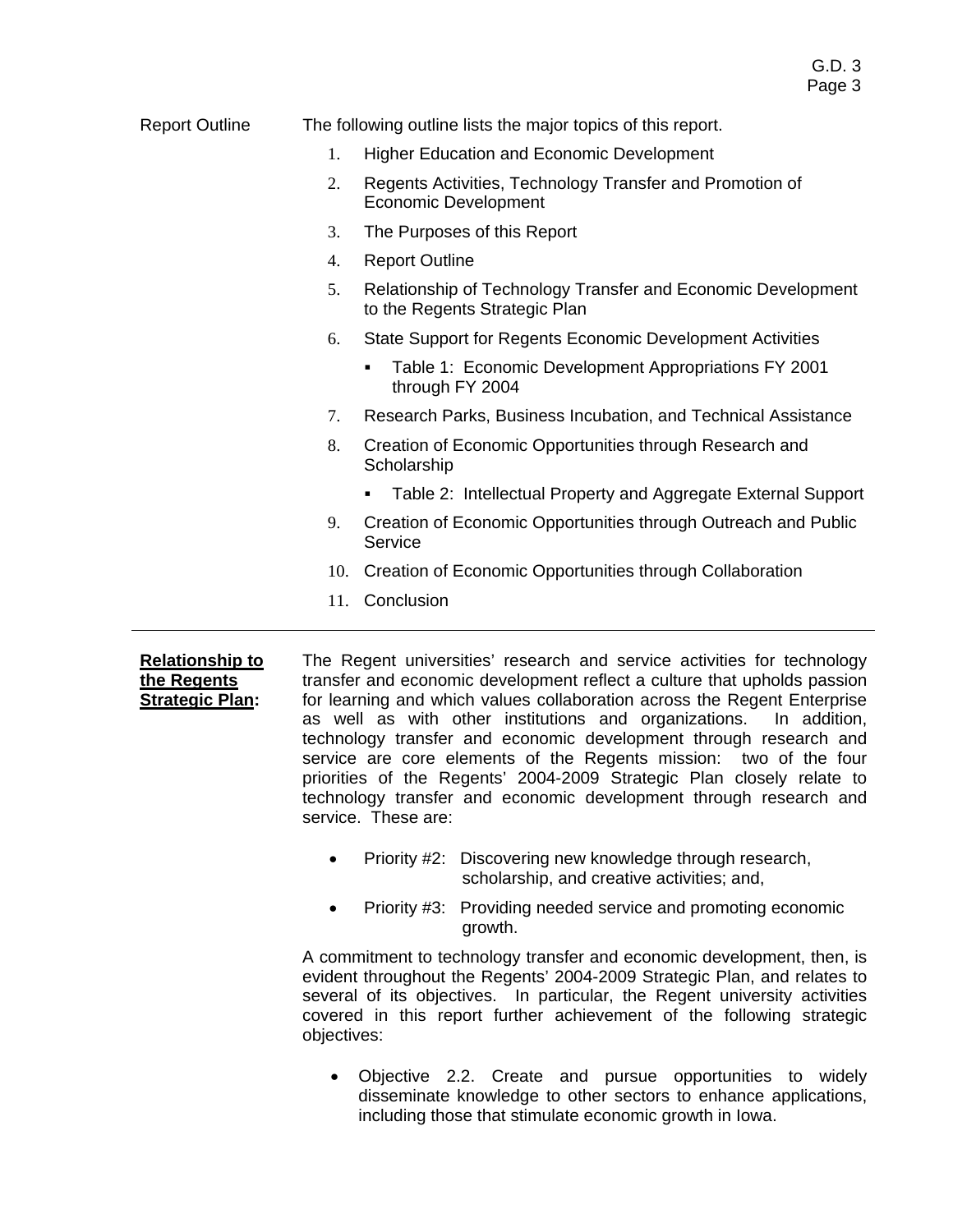**Report Outline**

The following outline lists the major topics of this report.

1. Higher Education and Economic Development
2. Regents Activities, Technology Transfer and Promotion of Economic Development
3. The Purposes of this Report
4. Report Outline
5. Relationship of Technology Transfer and Economic Development to the Regents Strategic Plan
6. State Support for Regents Economic Development Activities
   - Table 1: Economic Development Appropriations FY 2001 through FY 2004
7. Research Parks, Business Incubation, and Technical Assistance
8. Creation of Economic Opportunities through Research and Scholarship
   - Table 2: Intellectual Property and Aggregate External Support
9. Creation of Economic Opportunities through Outreach and Public Service
10. Creation of Economic Opportunities through Collaboration
11. Conclusion

---

**Relationship to the Regents Strategic Plan:**

The Regent universities' research and service activities for technology transfer and economic development reflect a culture that upholds passion for learning and which values collaboration across the Regent Enterprise as well as with other institutions and organizations. In addition, technology transfer and economic development through research and service are core elements of the Regents mission: two of the four priorities of the Regents' 2004-2009 Strategic Plan closely relate to technology transfer and economic development through research and service. These are:

- Priority #2: Discovering new knowledge through research, scholarship, and creative activities; and,
- Priority #3: Providing needed service and promoting economic growth.

A commitment to technology transfer and economic development, then, is evident throughout the Regents' 2004-2009 Strategic Plan, and relates to several of its objectives. In particular, the Regent university activities covered in this report further achievement of the following strategic objectives:

- Objective 2.2. Create and pursue opportunities to widely disseminate knowledge to other sectors to enhance applications, including those that stimulate economic growth in Iowa.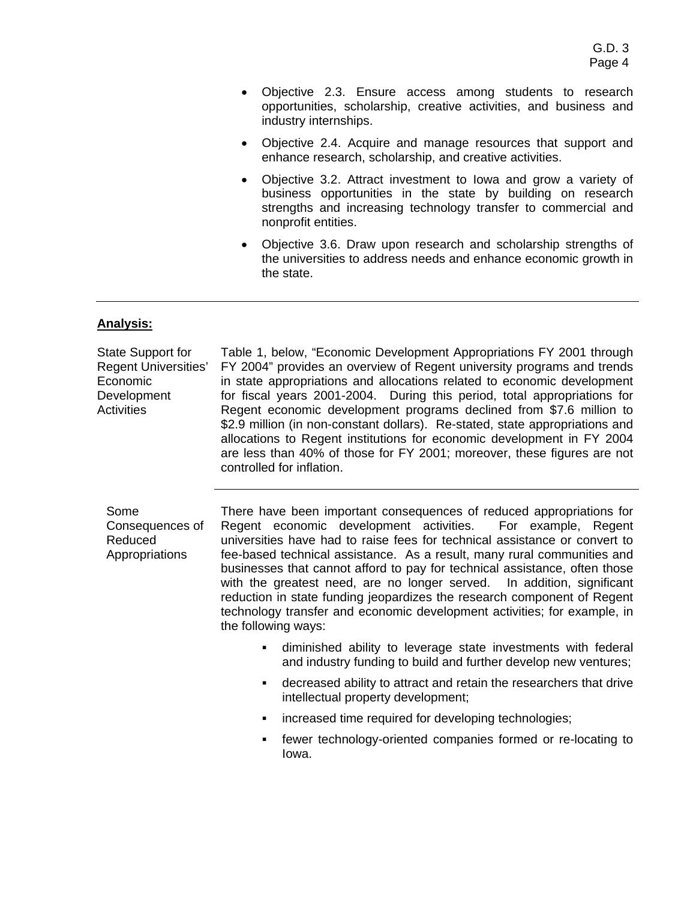- Objective 2.3. Ensure access among students to research opportunities, scholarship, creative activities, and business and industry internships.
- Objective 2.4. Acquire and manage resources that support and enhance research, scholarship, and creative activities.
- Objective 3.2. Attract investment to Iowa and grow a variety of business opportunities in the state by building on research strengths and increasing technology transfer to commercial and nonprofit entities.
- Objective 3.6. Draw upon research and scholarship strengths of the universities to address needs and enhance economic growth in the state.

---

**Analysis:**

**State Support for Regent Universities' Economic Development Activities**

Table 1, below, "Economic Development Appropriations FY 2001 through FY 2004" provides an overview of Regent university programs and trends in state appropriations and allocations related to economic development for fiscal years 2001-2004. During this period, total appropriations for Regent economic development programs declined from $7.6 million to $2.9 million (in non-constant dollars). Re-stated, state appropriations and allocations to Regent institutions for economic development in FY 2004 are less than 40% of those for FY 2001; moreover, these figures are not controlled for inflation.

---

**Some Consequences of Reduced Appropriations**

There have been important consequences of reduced appropriations for Regent economic development activities. For example, Regent universities have had to raise fees for technical assistance or convert to fee-based technical assistance. As a result, many rural communities and businesses that cannot afford to pay for technical assistance, often those with the greatest need, are no longer served. In addition, significant reduction in state funding jeopardizes the research component of Regent technology transfer and economic development activities; for example, in the following ways:

- diminished ability to leverage state investments with federal and industry funding to build and further develop new ventures;
- decreased ability to attract and retain the researchers that drive intellectual property development;
- increased time required for developing technologies;
- fewer technology-oriented companies formed or re-locating to Iowa.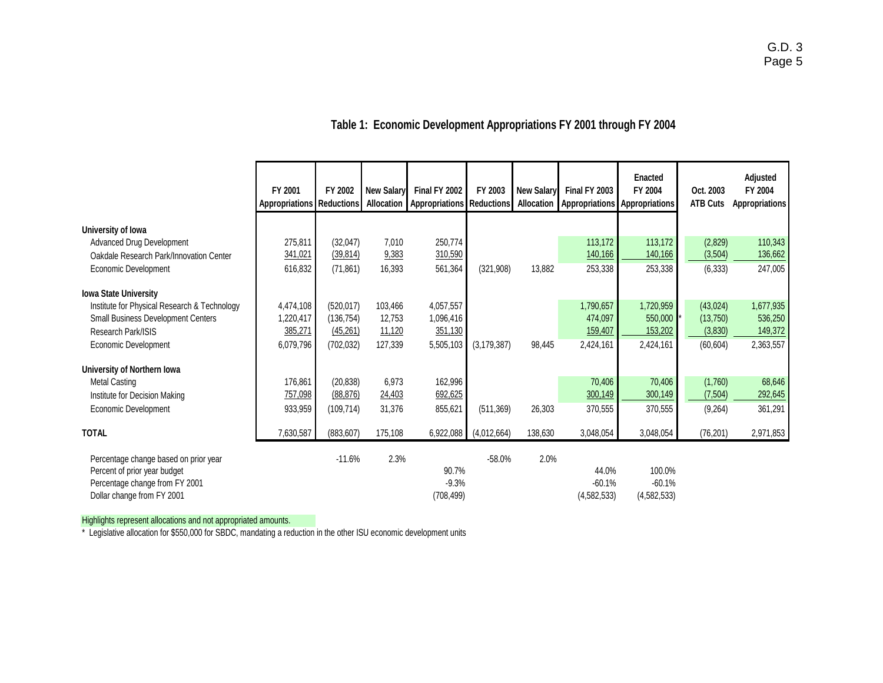## Table 1: Economic Development Appropriations FY 2001 through FY 2004

| | FY 2001 Appropriations | FY 2002 Reductions | New Salary Allocation | Final FY 2002 Appropriations | FY 2003 Reductions | New Salary Allocation | Final FY 2003 Appropriations | Enacted FY 2004 Appropriations | Oct. 2003 ATB Cuts | Adjusted FY 2004 Appropriations |
|---|---|---|---|---|---|---|---|---|---|---|
| **University of Iowa** | | | | | | | | | | |
| Advanced Drug Development | 275,811 | (32,047) | 7,010 | 250,774 | | | 113,172 | 113,172 | (2,829) | 110,343 |
| Oakdale Research Park/Innovation Center | 341,021 | (39,814) | 9,383 | 310,590 | | | 140,166 | 140,166 | (3,504) | 136,662 |
| Economic Development | 616,832 | (71,861) | 16,393 | 561,364 | (321,908) | 13,882 | 253,338 | 253,338 | (6,333) | 247,005 |
| **Iowa State University** | | | | | | | | | | |
| Institute for Physical Research & Technology | 4,474,108 | (520,017) | 103,466 | 4,057,557 | | | 1,790,657 | 1,720,959 | (43,024) | 1,677,935 |
| Small Business Development Centers | 1,220,417 | (136,754) | 12,753 | 1,096,416 | | | 474,097 | 550,000 * | (13,750) | 536,250 |
| Research Park/ISIS | 385,271 | (45,261) | 11,120 | 351,130 | | | 159,407 | 153,202 | (3,830) | 149,372 |
| Economic Development | 6,079,796 | (702,032) | 127,339 | 5,505,103 | (3,179,387) | 98,445 | 2,424,161 | 2,424,161 | (60,604) | 2,363,557 |
| **University of Northern Iowa** | | | | | | | | | | |
| Metal Casting | 176,861 | (20,838) | 6,973 | 162,996 | | | 70,406 | 70,406 | (1,760) | 68,646 |
| Institute for Decision Making | 757,098 | (88,876) | 24,403 | 692,625 | | | 300,149 | 300,149 | (7,504) | 292,645 |
| Economic Development | 933,959 | (109,714) | 31,376 | 855,621 | (511,369) | 26,303 | 370,555 | 370,555 | (9,264) | 361,291 |
| **TOTAL** | 7,630,587 | (883,607) | 175,108 | 6,922,088 | (4,012,664) | 138,630 | 3,048,054 | 3,048,054 | (76,201) | 2,971,853 |
| Percentage change based on prior year | | -11.6% | 2.3% | | -58.0% | 2.0% | | | | |
| Percent of prior year budget | | | | 90.7% | | | 44.0% | 100.0% | | |
| Percentage change from FY 2001 | | | | -9.3% | | | -60.1% | -60.1% | | |
| Dollar change from FY 2001 | | | | (708,499) | | | (4,582,533) | (4,582,533) | | |

Highlights represent allocations and not appropriated amounts.

* Legislative allocation for $550,000 for SBDC, mandating a reduction in the other ISU economic development units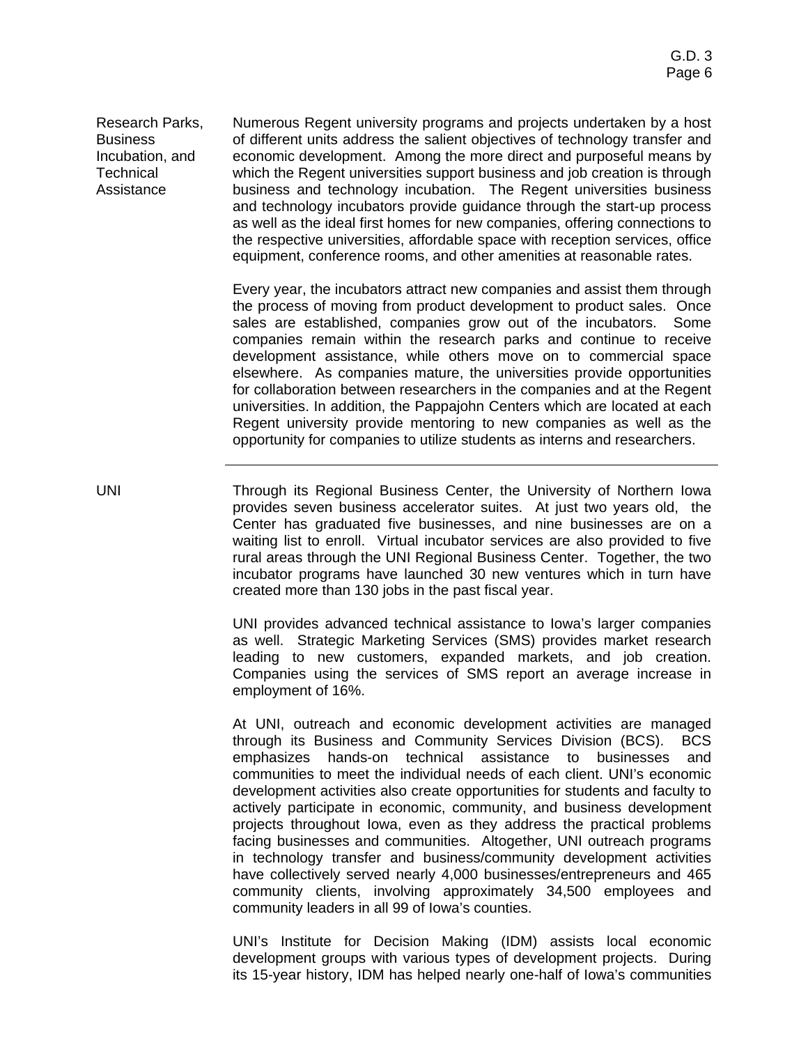**Research Parks, Business Incubation, and Technical Assistance**

Numerous Regent university programs and projects undertaken by a host of different units address the salient objectives of technology transfer and economic development. Among the more direct and purposeful means by which the Regent universities support business and job creation is through business and technology incubation. The Regent universities business and technology incubators provide guidance through the start-up process as well as the ideal first homes for new companies, offering connections to the respective universities, affordable space with reception services, office equipment, conference rooms, and other amenities at reasonable rates.

Every year, the incubators attract new companies and assist them through the process of moving from product development to product sales. Once sales are established, companies grow out of the incubators. Some companies remain within the research parks and continue to receive development assistance, while others move on to commercial space elsewhere. As companies mature, the universities provide opportunities for collaboration between researchers in the companies and at the Regent universities. In addition, the Pappajohn Centers which are located at each Regent university provide mentoring to new companies as well as the opportunity for companies to utilize students as interns and researchers.

---

**UNI**

Through its Regional Business Center, the University of Northern Iowa provides seven business accelerator suites. At just two years old, the Center has graduated five businesses, and nine businesses are on a waiting list to enroll. Virtual incubator services are also provided to five rural areas through the UNI Regional Business Center. Together, the two incubator programs have launched 30 new ventures which in turn have created more than 130 jobs in the past fiscal year.

UNI provides advanced technical assistance to Iowa's larger companies as well. Strategic Marketing Services (SMS) provides market research leading to new customers, expanded markets, and job creation. Companies using the services of SMS report an average increase in employment of 16%.

At UNI, outreach and economic development activities are managed through its Business and Community Services Division (BCS). BCS emphasizes hands-on technical assistance to businesses and communities to meet the individual needs of each client. UNI's economic development activities also create opportunities for students and faculty to actively participate in economic, community, and business development projects throughout Iowa, even as they address the practical problems facing businesses and communities. Altogether, UNI outreach programs in technology transfer and business/community development activities have collectively served nearly 4,000 businesses/entrepreneurs and 465 community clients, involving approximately 34,500 employees and community leaders in all 99 of Iowa's counties.

UNI's Institute for Decision Making (IDM) assists local economic development groups with various types of development projects. During its 15-year history, IDM has helped nearly one-half of Iowa's communities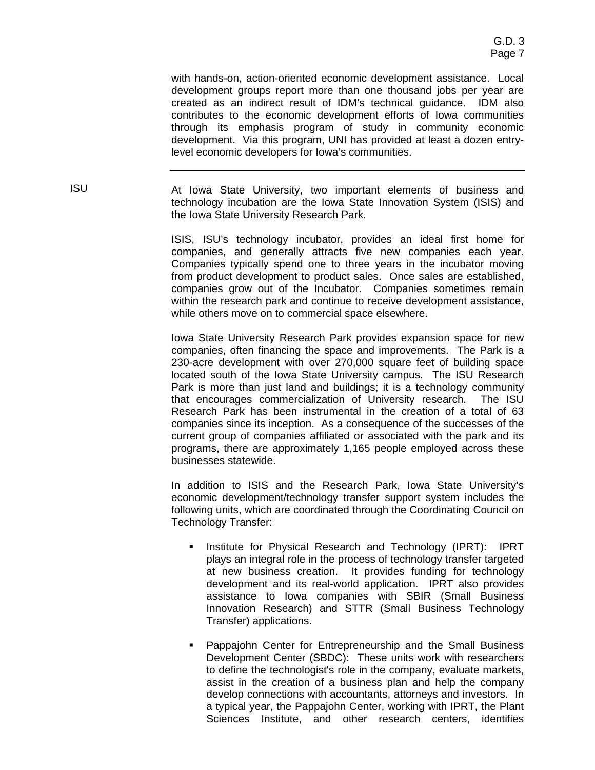with hands-on, action-oriented economic development assistance. Local development groups report more than one thousand jobs per year are created as an indirect result of IDM's technical guidance. IDM also contributes to the economic development efforts of Iowa communities through its emphasis program of study in community economic development. Via this program, UNI has provided at least a dozen entry-level economic developers for Iowa's communities.

---

**ISU**

At Iowa State University, two important elements of business and technology incubation are the Iowa State Innovation System (ISIS) and the Iowa State University Research Park.

ISIS, ISU's technology incubator, provides an ideal first home for companies, and generally attracts five new companies each year. Companies typically spend one to three years in the incubator moving from product development to product sales. Once sales are established, companies grow out of the Incubator. Companies sometimes remain within the research park and continue to receive development assistance, while others move on to commercial space elsewhere.

Iowa State University Research Park provides expansion space for new companies, often financing the space and improvements. The Park is a 230-acre development with over 270,000 square feet of building space located south of the Iowa State University campus. The ISU Research Park is more than just land and buildings; it is a technology community that encourages commercialization of University research. The ISU Research Park has been instrumental in the creation of a total of 63 companies since its inception. As a consequence of the successes of the current group of companies affiliated or associated with the park and its programs, there are approximately 1,165 people employed across these businesses statewide.

In addition to ISIS and the Research Park, Iowa State University's economic development/technology transfer support system includes the following units, which are coordinated through the Coordinating Council on Technology Transfer:

- Institute for Physical Research and Technology (IPRT): IPRT plays an integral role in the process of technology transfer targeted at new business creation. It provides funding for technology development and its real-world application. IPRT also provides assistance to Iowa companies with SBIR (Small Business Innovation Research) and STTR (Small Business Technology Transfer) applications.

- Pappajohn Center for Entrepreneurship and the Small Business Development Center (SBDC): These units work with researchers to define the technologist's role in the company, evaluate markets, assist in the creation of a business plan and help the company develop connections with accountants, attorneys and investors. In a typical year, the Pappajohn Center, working with IPRT, the Plant Sciences Institute, and other research centers, identifies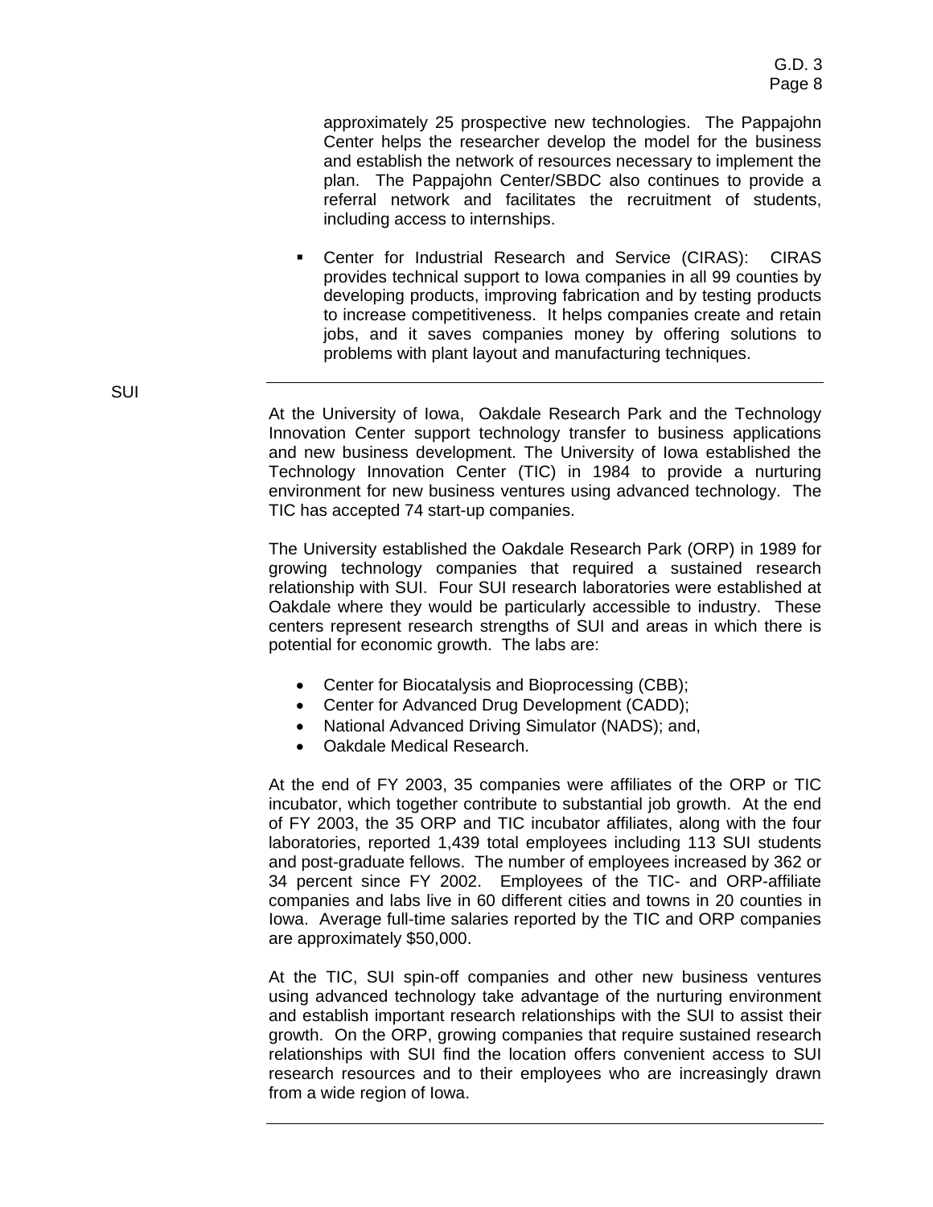approximately 25 prospective new technologies. The Pappajohn Center helps the researcher develop the model for the business and establish the network of resources necessary to implement the plan. The Pappajohn Center/SBDC also continues to provide a referral network and facilitates the recruitment of students, including access to internships.

- Center for Industrial Research and Service (CIRAS): CIRAS provides technical support to Iowa companies in all 99 counties by developing products, improving fabrication and by testing products to increase competitiveness. It helps companies create and retain jobs, and it saves companies money by offering solutions to problems with plant layout and manufacturing techniques.

---

SUI

At the University of Iowa, Oakdale Research Park and the Technology Innovation Center support technology transfer to business applications and new business development. The University of Iowa established the Technology Innovation Center (TIC) in 1984 to provide a nurturing environment for new business ventures using advanced technology. The TIC has accepted 74 start-up companies.

The University established the Oakdale Research Park (ORP) in 1989 for growing technology companies that required a sustained research relationship with SUI. Four SUI research laboratories were established at Oakdale where they would be particularly accessible to industry. These centers represent research strengths of SUI and areas in which there is potential for economic growth. The labs are:

- Center for Biocatalysis and Bioprocessing (CBB);
- Center for Advanced Drug Development (CADD);
- National Advanced Driving Simulator (NADS); and,
- Oakdale Medical Research.

At the end of FY 2003, 35 companies were affiliates of the ORP or TIC incubator, which together contribute to substantial job growth. At the end of FY 2003, the 35 ORP and TIC incubator affiliates, along with the four laboratories, reported 1,439 total employees including 113 SUI students and post-graduate fellows. The number of employees increased by 362 or 34 percent since FY 2002. Employees of the TIC- and ORP-affiliate companies and labs live in 60 different cities and towns in 20 counties in Iowa. Average full-time salaries reported by the TIC and ORP companies are approximately $50,000.

At the TIC, SUI spin-off companies and other new business ventures using advanced technology take advantage of the nurturing environment and establish important research relationships with the SUI to assist their growth. On the ORP, growing companies that require sustained research relationships with SUI find the location offers convenient access to SUI research resources and to their employees who are increasingly drawn from a wide region of Iowa.

---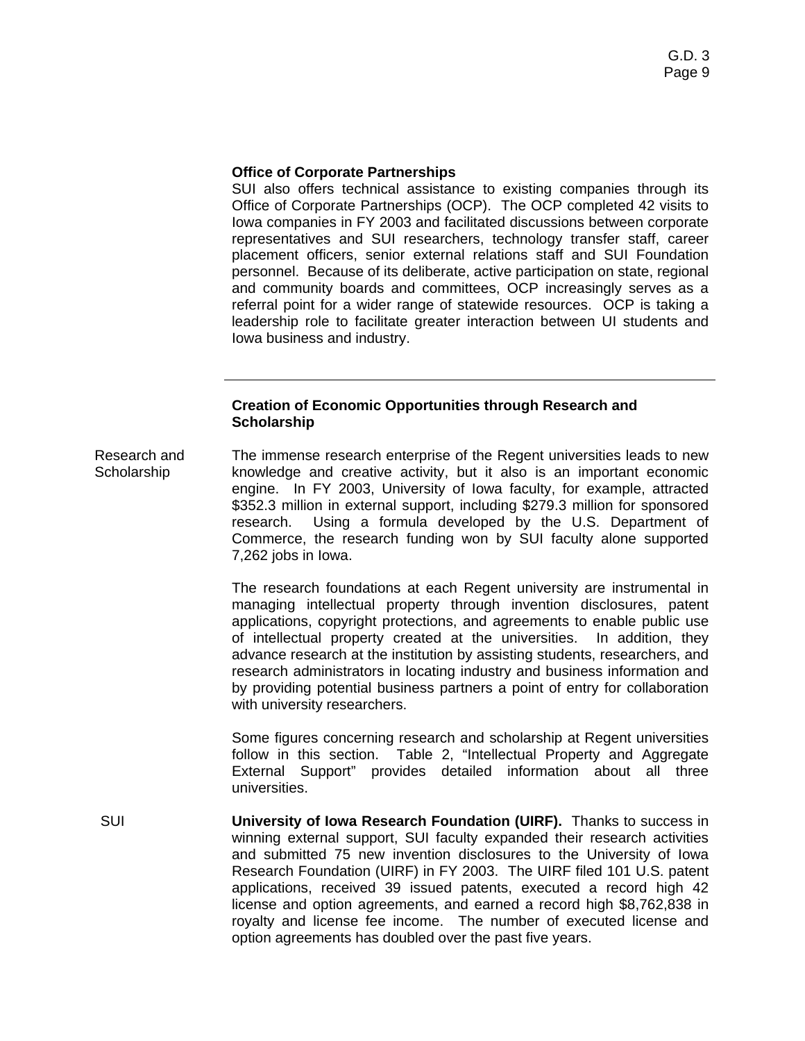### Office of Corporate Partnerships

SUI also offers technical assistance to existing companies through its Office of Corporate Partnerships (OCP). The OCP completed 42 visits to Iowa companies in FY 2003 and facilitated discussions between corporate representatives and SUI researchers, technology transfer staff, career placement officers, senior external relations staff and SUI Foundation personnel. Because of its deliberate, active participation on state, regional and community boards and committees, OCP increasingly serves as a referral point for a wider range of statewide resources. OCP is taking a leadership role to facilitate greater interaction between UI students and Iowa business and industry.

---

### Creation of Economic Opportunities through Research and Scholarship

Research and Scholarship

The immense research enterprise of the Regent universities leads to new knowledge and creative activity, but it also is an important economic engine. In FY 2003, University of Iowa faculty, for example, attracted $352.3 million in external support, including $279.3 million for sponsored research. Using a formula developed by the U.S. Department of Commerce, the research funding won by SUI faculty alone supported 7,262 jobs in Iowa.

The research foundations at each Regent university are instrumental in managing intellectual property through invention disclosures, patent applications, copyright protections, and agreements to enable public use of intellectual property created at the universities. In addition, they advance research at the institution by assisting students, researchers, and research administrators in locating industry and business information and by providing potential business partners a point of entry for collaboration with university researchers.

Some figures concerning research and scholarship at Regent universities follow in this section. Table 2, "Intellectual Property and Aggregate External Support" provides detailed information about all three universities.

SUI

**University of Iowa Research Foundation (UIRF).** Thanks to success in winning external support, SUI faculty expanded their research activities and submitted 75 new invention disclosures to the University of Iowa Research Foundation (UIRF) in FY 2003. The UIRF filed 101 U.S. patent applications, received 39 issued patents, executed a record high 42 license and option agreements, and earned a record high $8,762,838 in royalty and license fee income. The number of executed license and option agreements has doubled over the past five years.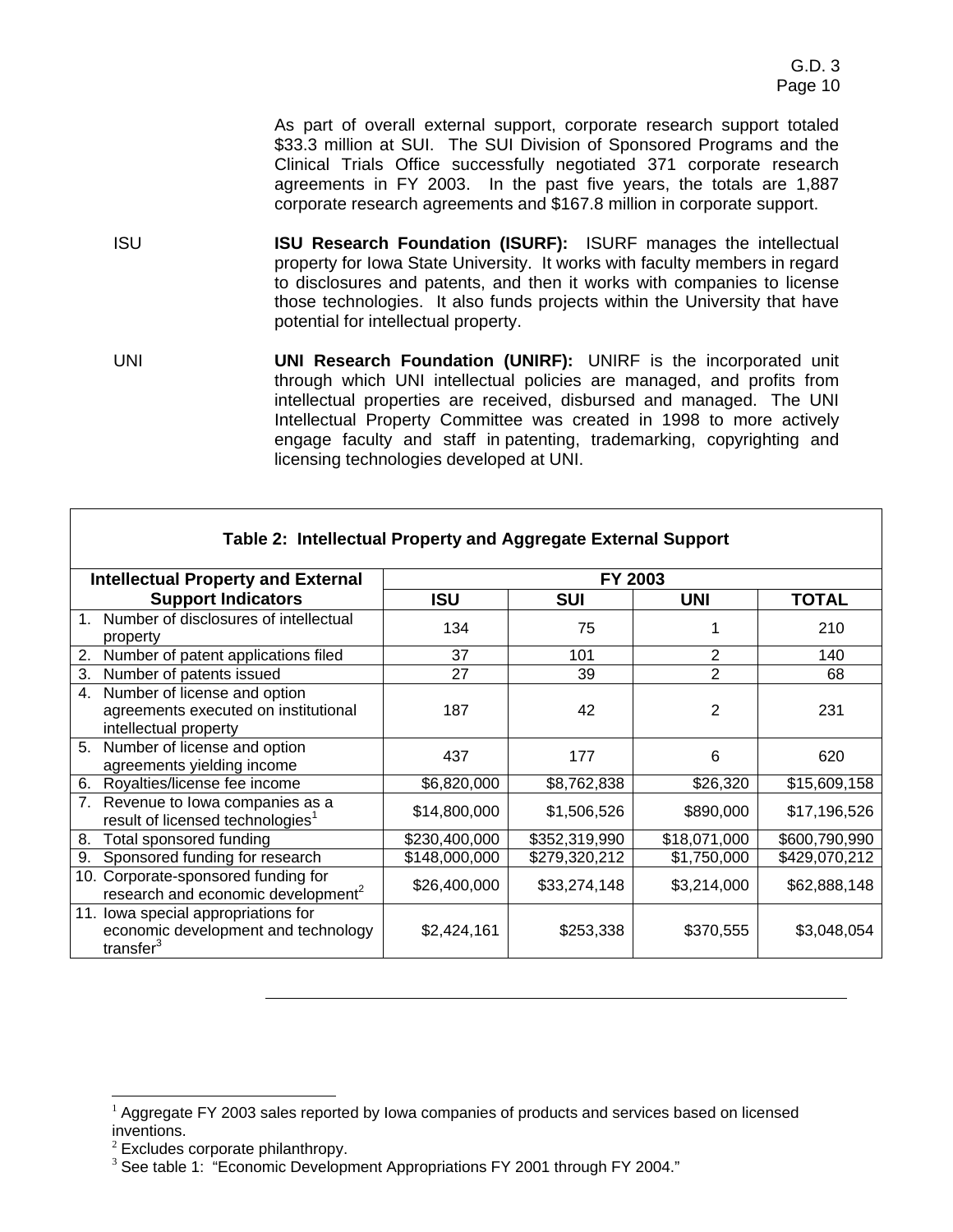As part of overall external support, corporate research support totaled \$33.3 million at SUI. The SUI Division of Sponsored Programs and the Clinical Trials Office successfully negotiated 371 corporate research agreements in FY 2003. In the past five years, the totals are 1,887 corporate research agreements and \$167.8 million in corporate support.

ISU **ISU Research Foundation (ISURF):** ISURF manages the intellectual property for Iowa State University. It works with faculty members in regard to disclosures and patents, and then it works with companies to license those technologies. It also funds projects within the University that have potential for intellectual property.

UNI **UNI Research Foundation (UNIRF):** UNIRF is the incorporated unit through which UNI intellectual policies are managed, and profits from intellectual properties are received, disbursed and managed. The UNI Intellectual Property Committee was created in 1998 to more actively engage faculty and staff in patenting, trademarking, copyrighting and licensing technologies developed at UNI.

**Table 2: Intellectual Property and Aggregate External Support**

| Intellectual Property and External Support Indicators | FY 2003 | | | |
|---|---|---|---|---|
| | ISU | SUI | UNI | TOTAL |
| 1. Number of disclosures of intellectual property | 134 | 75 | 1 | 210 |
| 2. Number of patent applications filed | 37 | 101 | 2 | 140 |
| 3. Number of patents issued | 27 | 39 | 2 | 68 |
| 4. Number of license and option agreements executed on institutional intellectual property | 187 | 42 | 2 | 231 |
| 5. Number of license and option agreements yielding income | 437 | 177 | 6 | 620 |
| 6. Royalties/license fee income | $6,820,000 | $8,762,838 | $26,320 | $15,609,158 |
| 7. Revenue to Iowa companies as a result of licensed technologies[1] | $14,800,000 | $1,506,526 | $890,000 | $17,196,526 |
| 8. Total sponsored funding | $230,400,000 | $352,319,990 | $18,071,000 | $600,790,990 |
| 9. Sponsored funding for research | $148,000,000 | $279,320,212 | $1,750,000 | $429,070,212 |
| 10. Corporate-sponsored funding for research and economic development[2] | $26,400,000 | $33,274,148 | $3,214,000 | $62,888,148 |
| 11. Iowa special appropriations for economic development and technology transfer[3] | $2,424,161 | $253,338 | $370,555 | $3,048,054 |

[1] Aggregate FY 2003 sales reported by Iowa companies of products and services based on licensed inventions.

[2] Excludes corporate philanthropy.

[3] See table 1: "Economic Development Appropriations FY 2001 through FY 2004."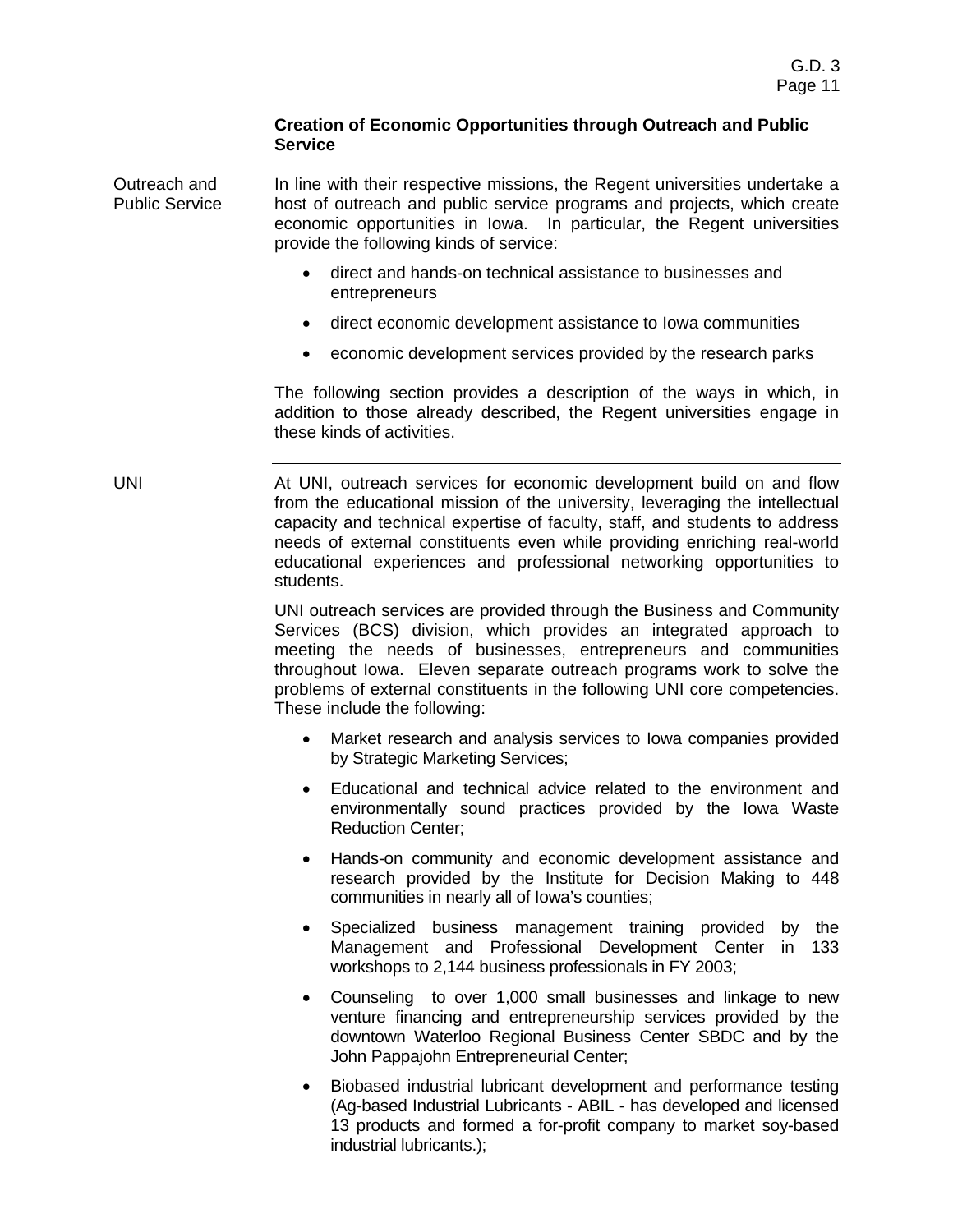**Creation of Economic Opportunities through Outreach and Public Service**

Outreach and Public Service

In line with their respective missions, the Regent universities undertake a host of outreach and public service programs and projects, which create economic opportunities in Iowa. In particular, the Regent universities provide the following kinds of service:

- direct and hands-on technical assistance to businesses and entrepreneurs
- direct economic development assistance to Iowa communities
- economic development services provided by the research parks

The following section provides a description of the ways in which, in addition to those already described, the Regent universities engage in these kinds of activities.

---

UNI

At UNI, outreach services for economic development build on and flow from the educational mission of the university, leveraging the intellectual capacity and technical expertise of faculty, staff, and students to address needs of external constituents even while providing enriching real-world educational experiences and professional networking opportunities to students.

UNI outreach services are provided through the Business and Community Services (BCS) division, which provides an integrated approach to meeting the needs of businesses, entrepreneurs and communities throughout Iowa. Eleven separate outreach programs work to solve the problems of external constituents in the following UNI core competencies. These include the following:

- Market research and analysis services to Iowa companies provided by Strategic Marketing Services;
- Educational and technical advice related to the environment and environmentally sound practices provided by the Iowa Waste Reduction Center;
- Hands-on community and economic development assistance and research provided by the Institute for Decision Making to 448 communities in nearly all of Iowa's counties;
- Specialized business management training provided by the Management and Professional Development Center in 133 workshops to 2,144 business professionals in FY 2003;
- Counseling to over 1,000 small businesses and linkage to new venture financing and entrepreneurship services provided by the downtown Waterloo Regional Business Center SBDC and by the John Pappajohn Entrepreneurial Center;
- Biobased industrial lubricant development and performance testing (Ag-based Industrial Lubricants - ABIL - has developed and licensed 13 products and formed a for-profit company to market soy-based industrial lubricants.);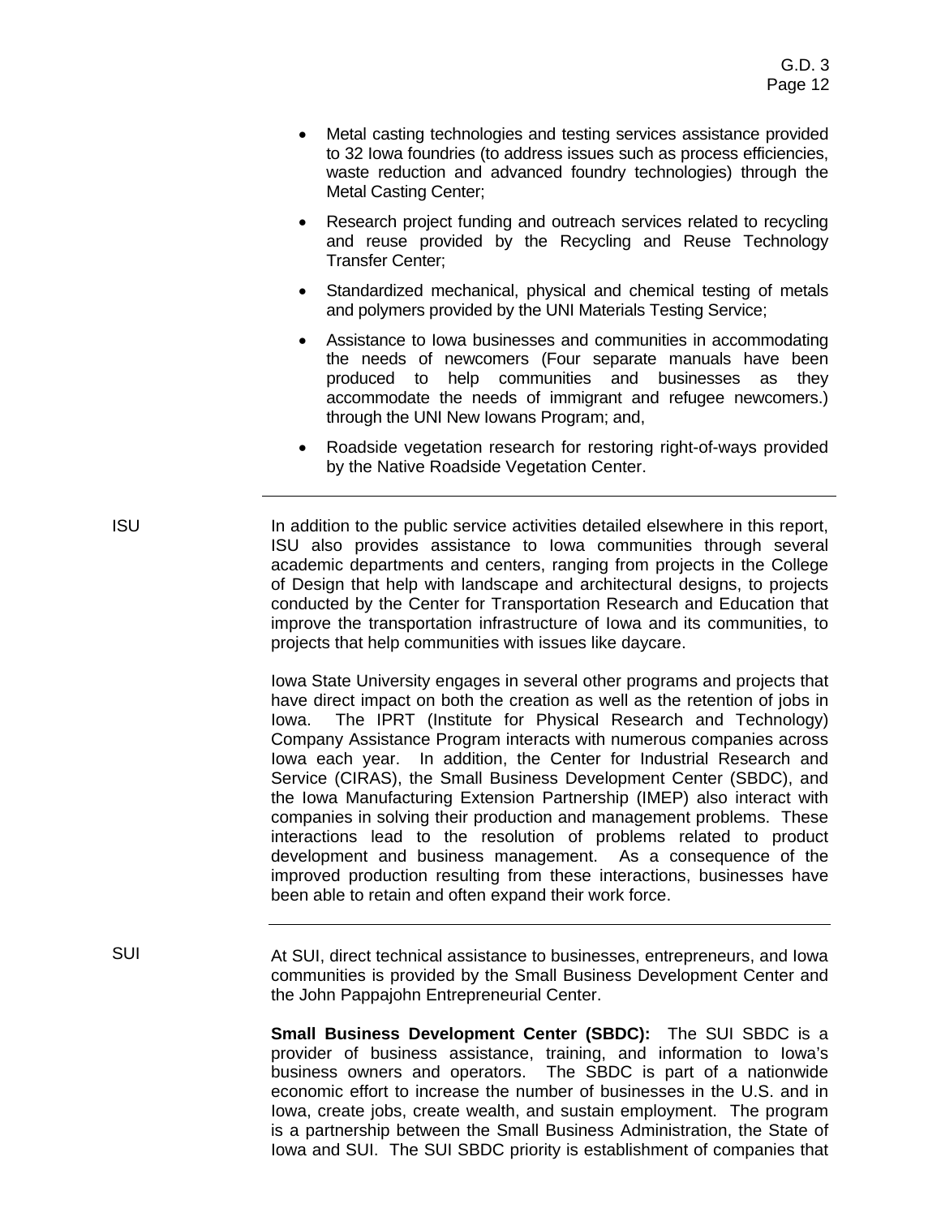- Metal casting technologies and testing services assistance provided to 32 Iowa foundries (to address issues such as process efficiencies, waste reduction and advanced foundry technologies) through the Metal Casting Center;
- Research project funding and outreach services related to recycling and reuse provided by the Recycling and Reuse Technology Transfer Center;
- Standardized mechanical, physical and chemical testing of metals and polymers provided by the UNI Materials Testing Service;
- Assistance to Iowa businesses and communities in accommodating the needs of newcomers (Four separate manuals have been produced to help communities and businesses as they accommodate the needs of immigrant and refugee newcomers.) through the UNI New Iowans Program; and,
- Roadside vegetation research for restoring right-of-ways provided by the Native Roadside Vegetation Center.

---

ISU

In addition to the public service activities detailed elsewhere in this report, ISU also provides assistance to Iowa communities through several academic departments and centers, ranging from projects in the College of Design that help with landscape and architectural designs, to projects conducted by the Center for Transportation Research and Education that improve the transportation infrastructure of Iowa and its communities, to projects that help communities with issues like daycare.

Iowa State University engages in several other programs and projects that have direct impact on both the creation as well as the retention of jobs in Iowa. The IPRT (Institute for Physical Research and Technology) Company Assistance Program interacts with numerous companies across Iowa each year. In addition, the Center for Industrial Research and Service (CIRAS), the Small Business Development Center (SBDC), and the Iowa Manufacturing Extension Partnership (IMEP) also interact with companies in solving their production and management problems. These interactions lead to the resolution of problems related to product development and business management. As a consequence of the improved production resulting from these interactions, businesses have been able to retain and often expand their work force.

---

SUI

At SUI, direct technical assistance to businesses, entrepreneurs, and Iowa communities is provided by the Small Business Development Center and the John Pappajohn Entrepreneurial Center.

**Small Business Development Center (SBDC):** The SUI SBDC is a provider of business assistance, training, and information to Iowa's business owners and operators. The SBDC is part of a nationwide economic effort to increase the number of businesses in the U.S. and in Iowa, create jobs, create wealth, and sustain employment. The program is a partnership between the Small Business Administration, the State of Iowa and SUI. The SUI SBDC priority is establishment of companies that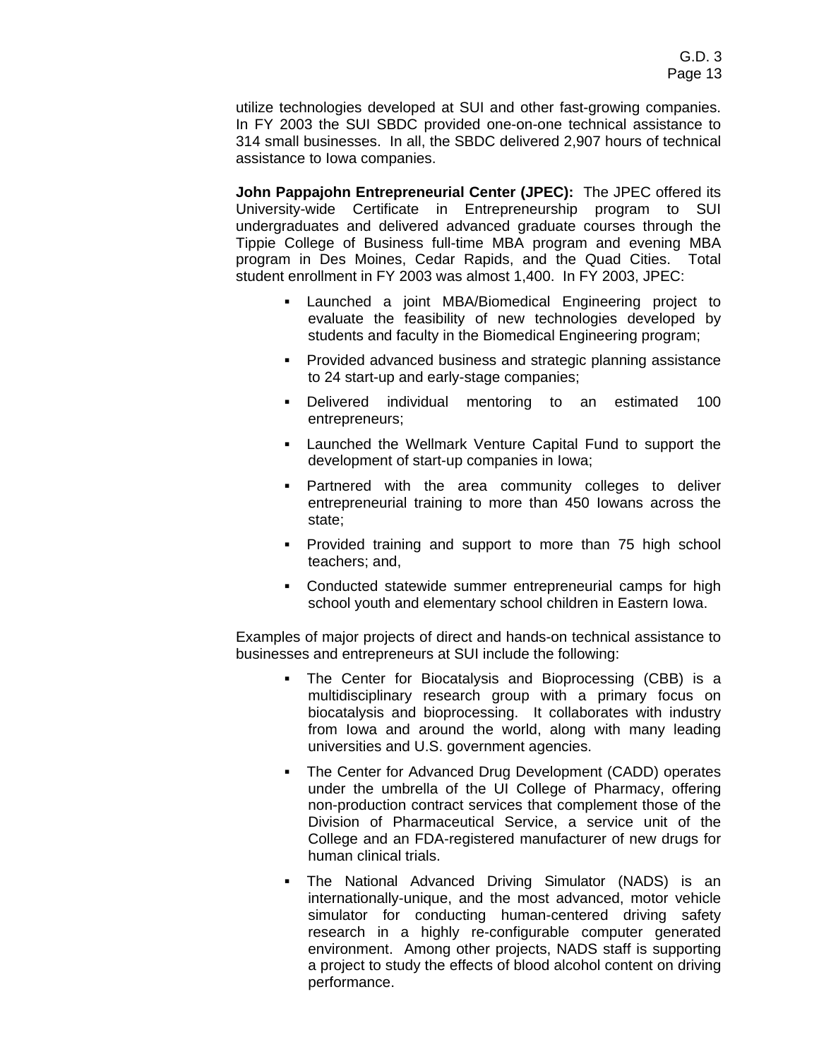utilize technologies developed at SUI and other fast-growing companies. In FY 2003 the SUI SBDC provided one-on-one technical assistance to 314 small businesses. In all, the SBDC delivered 2,907 hours of technical assistance to Iowa companies.

**John Pappajohn Entrepreneurial Center (JPEC):** The JPEC offered its University-wide Certificate in Entrepreneurship program to SUI undergraduates and delivered advanced graduate courses through the Tippie College of Business full-time MBA program and evening MBA program in Des Moines, Cedar Rapids, and the Quad Cities. Total student enrollment in FY 2003 was almost 1,400. In FY 2003, JPEC:

- Launched a joint MBA/Biomedical Engineering project to evaluate the feasibility of new technologies developed by students and faculty in the Biomedical Engineering program;
- Provided advanced business and strategic planning assistance to 24 start-up and early-stage companies;
- Delivered individual mentoring to an estimated 100 entrepreneurs;
- Launched the Wellmark Venture Capital Fund to support the development of start-up companies in Iowa;
- Partnered with the area community colleges to deliver entrepreneurial training to more than 450 Iowans across the state;
- Provided training and support to more than 75 high school teachers; and,
- Conducted statewide summer entrepreneurial camps for high school youth and elementary school children in Eastern Iowa.

Examples of major projects of direct and hands-on technical assistance to businesses and entrepreneurs at SUI include the following:

- The Center for Biocatalysis and Bioprocessing (CBB) is a multidisciplinary research group with a primary focus on biocatalysis and bioprocessing. It collaborates with industry from Iowa and around the world, along with many leading universities and U.S. government agencies.
- The Center for Advanced Drug Development (CADD) operates under the umbrella of the UI College of Pharmacy, offering non-production contract services that complement those of the Division of Pharmaceutical Service, a service unit of the College and an FDA-registered manufacturer of new drugs for human clinical trials.
- The National Advanced Driving Simulator (NADS) is an internationally-unique, and the most advanced, motor vehicle simulator for conducting human-centered driving safety research in a highly re-configurable computer generated environment. Among other projects, NADS staff is supporting a project to study the effects of blood alcohol content on driving performance.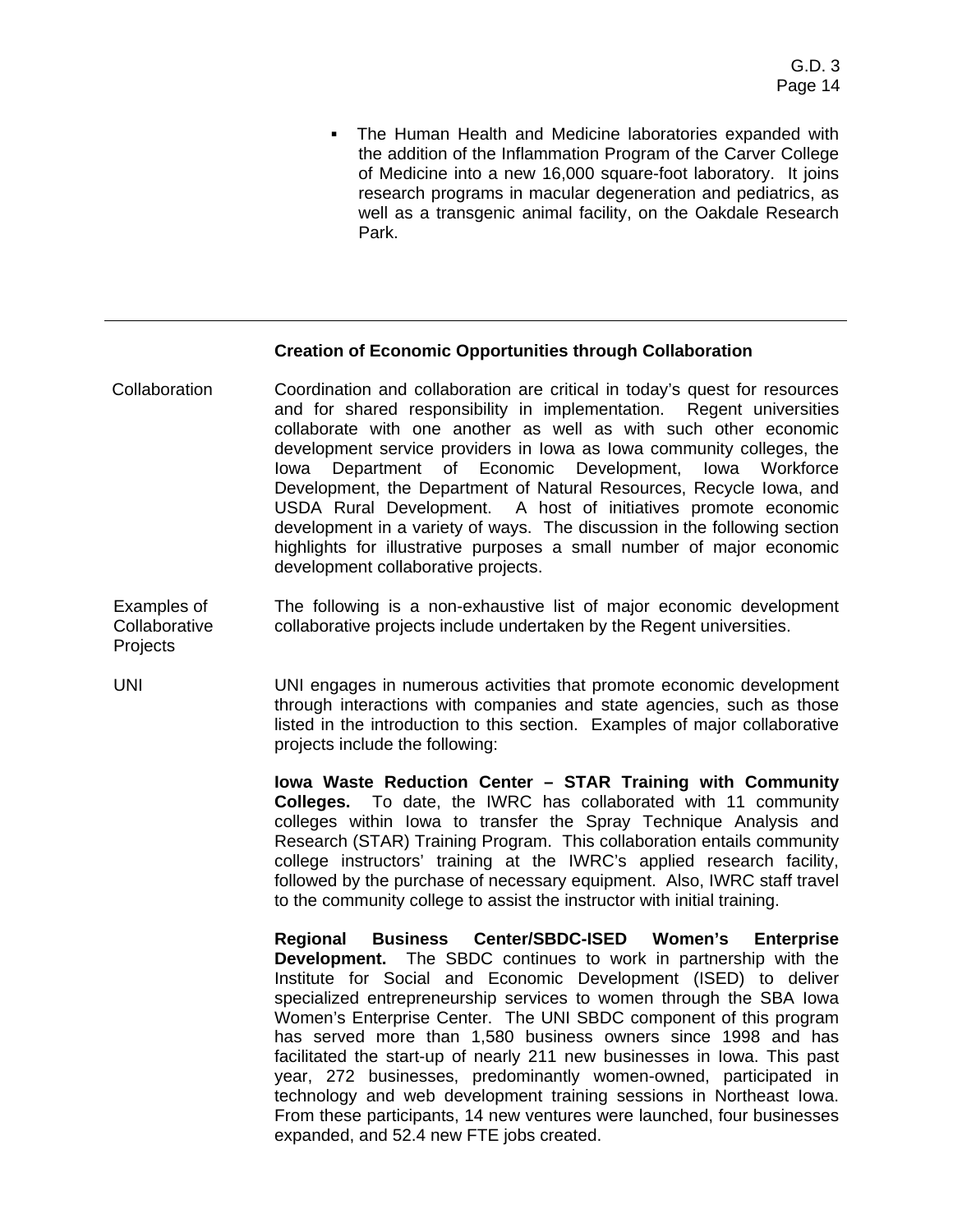- The Human Health and Medicine laboratories expanded with the addition of the Inflammation Program of the Carver College of Medicine into a new 16,000 square-foot laboratory. It joins research programs in macular degeneration and pediatrics, as well as a transgenic animal facility, on the Oakdale Research Park.

---

**Creation of Economic Opportunities through Collaboration**

Collaboration

Coordination and collaboration are critical in today's quest for resources and for shared responsibility in implementation. Regent universities collaborate with one another as well as with such other economic development service providers in Iowa as Iowa community colleges, the Iowa Department of Economic Development, Iowa Workforce Development, the Department of Natural Resources, Recycle Iowa, and USDA Rural Development. A host of initiatives promote economic development in a variety of ways. The discussion in the following section highlights for illustrative purposes a small number of major economic development collaborative projects.

Examples of Collaborative Projects

The following is a non-exhaustive list of major economic development collaborative projects include undertaken by the Regent universities.

UNI

UNI engages in numerous activities that promote economic development through interactions with companies and state agencies, such as those listed in the introduction to this section. Examples of major collaborative projects include the following:

**Iowa Waste Reduction Center – STAR Training with Community Colleges.** To date, the IWRC has collaborated with 11 community colleges within Iowa to transfer the Spray Technique Analysis and Research (STAR) Training Program. This collaboration entails community college instructors' training at the IWRC's applied research facility, followed by the purchase of necessary equipment. Also, IWRC staff travel to the community college to assist the instructor with initial training.

**Regional Business Center/SBDC-ISED Women's Enterprise Development.** The SBDC continues to work in partnership with the Institute for Social and Economic Development (ISED) to deliver specialized entrepreneurship services to women through the SBA Iowa Women's Enterprise Center. The UNI SBDC component of this program has served more than 1,580 business owners since 1998 and has facilitated the start-up of nearly 211 new businesses in Iowa. This past year, 272 businesses, predominantly women-owned, participated in technology and web development training sessions in Northeast Iowa. From these participants, 14 new ventures were launched, four businesses expanded, and 52.4 new FTE jobs created.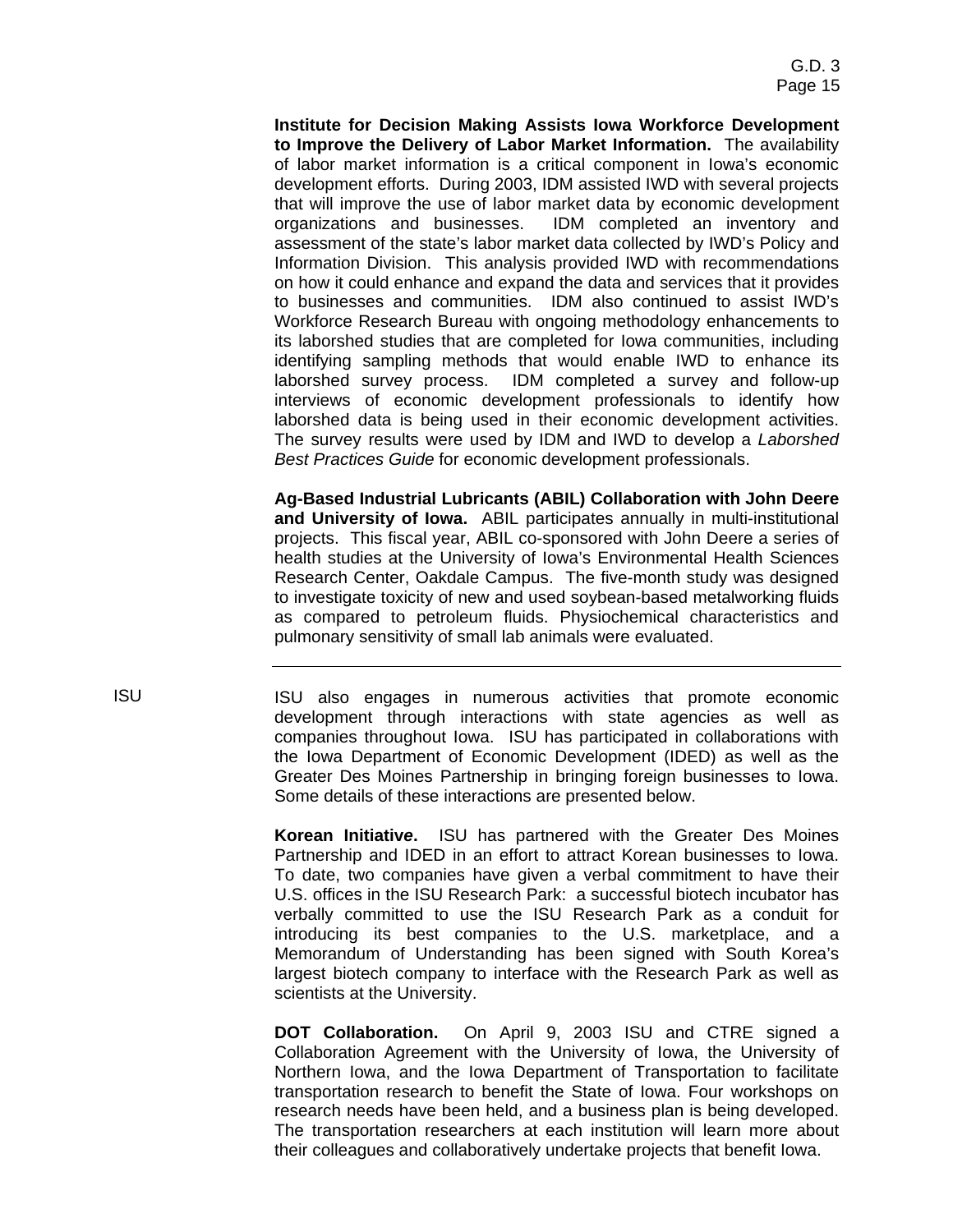**Institute for Decision Making Assists Iowa Workforce Development to Improve the Delivery of Labor Market Information.** The availability of labor market information is a critical component in Iowa's economic development efforts. During 2003, IDM assisted IWD with several projects that will improve the use of labor market data by economic development organizations and businesses. IDM completed an inventory and assessment of the state's labor market data collected by IWD's Policy and Information Division. This analysis provided IWD with recommendations on how it could enhance and expand the data and services that it provides to businesses and communities. IDM also continued to assist IWD's Workforce Research Bureau with ongoing methodology enhancements to its laborshed studies that are completed for Iowa communities, including identifying sampling methods that would enable IWD to enhance its laborshed survey process. IDM completed a survey and follow-up interviews of economic development professionals to identify how laborshed data is being used in their economic development activities. The survey results were used by IDM and IWD to develop a *Laborshed Best Practices Guide* for economic development professionals.

**Ag-Based Industrial Lubricants (ABIL) Collaboration with John Deere and University of Iowa.** ABIL participates annually in multi-institutional projects. This fiscal year, ABIL co-sponsored with John Deere a series of health studies at the University of Iowa's Environmental Health Sciences Research Center, Oakdale Campus. The five-month study was designed to investigate toxicity of new and used soybean-based metalworking fluids as compared to petroleum fluids. Physiochemical characteristics and pulmonary sensitivity of small lab animals were evaluated.

---

ISU

ISU also engages in numerous activities that promote economic development through interactions with state agencies as well as companies throughout Iowa. ISU has participated in collaborations with the Iowa Department of Economic Development (IDED) as well as the Greater Des Moines Partnership in bringing foreign businesses to Iowa. Some details of these interactions are presented below.

**Korean Initiative.** ISU has partnered with the Greater Des Moines Partnership and IDED in an effort to attract Korean businesses to Iowa. To date, two companies have given a verbal commitment to have their U.S. offices in the ISU Research Park: a successful biotech incubator has verbally committed to use the ISU Research Park as a conduit for introducing its best companies to the U.S. marketplace, and a Memorandum of Understanding has been signed with South Korea's largest biotech company to interface with the Research Park as well as scientists at the University.

**DOT Collaboration.** On April 9, 2003 ISU and CTRE signed a Collaboration Agreement with the University of Iowa, the University of Northern Iowa, and the Iowa Department of Transportation to facilitate transportation research to benefit the State of Iowa. Four workshops on research needs have been held, and a business plan is being developed. The transportation researchers at each institution will learn more about their colleagues and collaboratively undertake projects that benefit Iowa.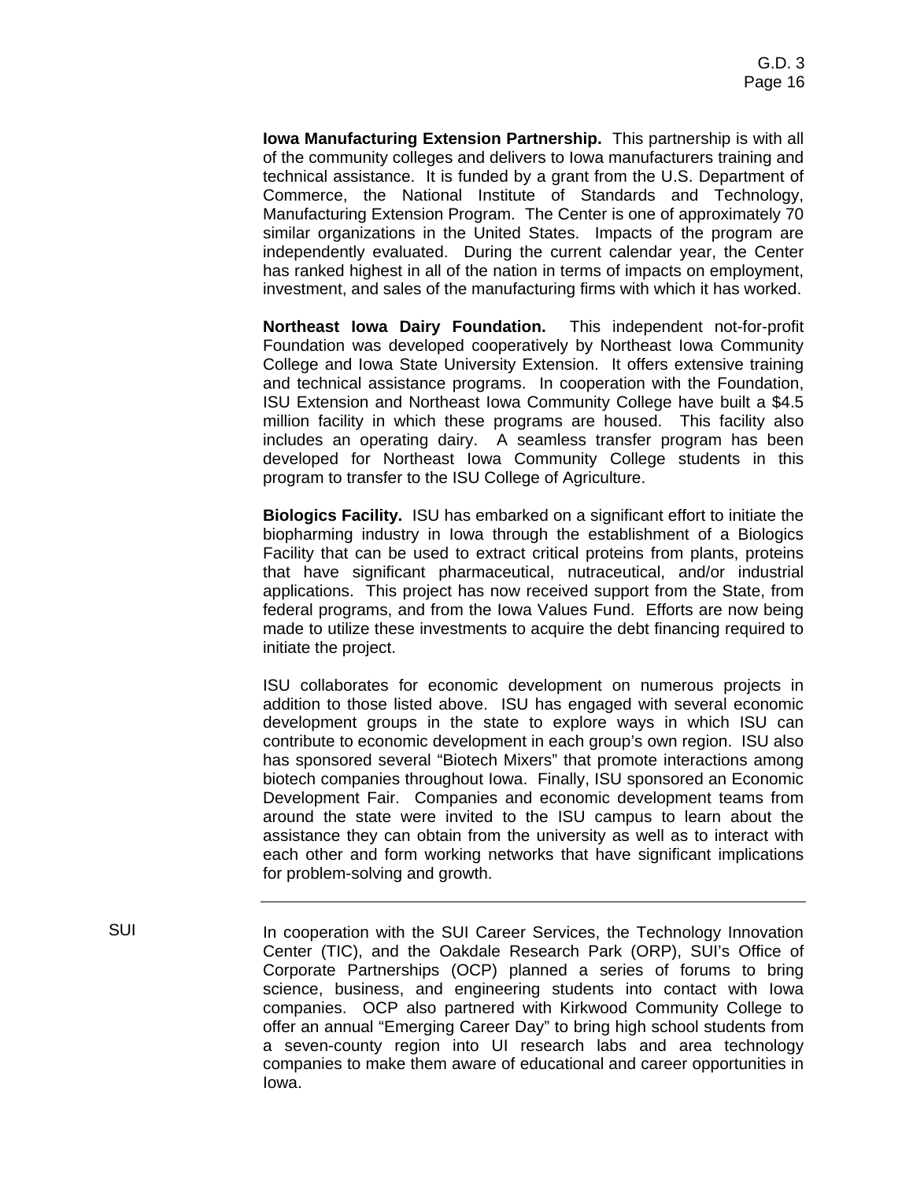**Iowa Manufacturing Extension Partnership.** This partnership is with all of the community colleges and delivers to Iowa manufacturers training and technical assistance. It is funded by a grant from the U.S. Department of Commerce, the National Institute of Standards and Technology, Manufacturing Extension Program. The Center is one of approximately 70 similar organizations in the United States. Impacts of the program are independently evaluated. During the current calendar year, the Center has ranked highest in all of the nation in terms of impacts on employment, investment, and sales of the manufacturing firms with which it has worked.

**Northeast Iowa Dairy Foundation.** This independent not-for-profit Foundation was developed cooperatively by Northeast Iowa Community College and Iowa State University Extension. It offers extensive training and technical assistance programs. In cooperation with the Foundation, ISU Extension and Northeast Iowa Community College have built a $4.5 million facility in which these programs are housed. This facility also includes an operating dairy. A seamless transfer program has been developed for Northeast Iowa Community College students in this program to transfer to the ISU College of Agriculture.

**Biologics Facility.** ISU has embarked on a significant effort to initiate the biopharming industry in Iowa through the establishment of a Biologics Facility that can be used to extract critical proteins from plants, proteins that have significant pharmaceutical, nutraceutical, and/or industrial applications. This project has now received support from the State, from federal programs, and from the Iowa Values Fund. Efforts are now being made to utilize these investments to acquire the debt financing required to initiate the project.

ISU collaborates for economic development on numerous projects in addition to those listed above. ISU has engaged with several economic development groups in the state to explore ways in which ISU can contribute to economic development in each group's own region. ISU also has sponsored several "Biotech Mixers" that promote interactions among biotech companies throughout Iowa. Finally, ISU sponsored an Economic Development Fair. Companies and economic development teams from around the state were invited to the ISU campus to learn about the assistance they can obtain from the university as well as to interact with each other and form working networks that have significant implications for problem-solving and growth.

---

SUI

In cooperation with the SUI Career Services, the Technology Innovation Center (TIC), and the Oakdale Research Park (ORP), SUI's Office of Corporate Partnerships (OCP) planned a series of forums to bring science, business, and engineering students into contact with Iowa companies. OCP also partnered with Kirkwood Community College to offer an annual "Emerging Career Day" to bring high school students from a seven-county region into UI research labs and area technology companies to make them aware of educational and career opportunities in Iowa.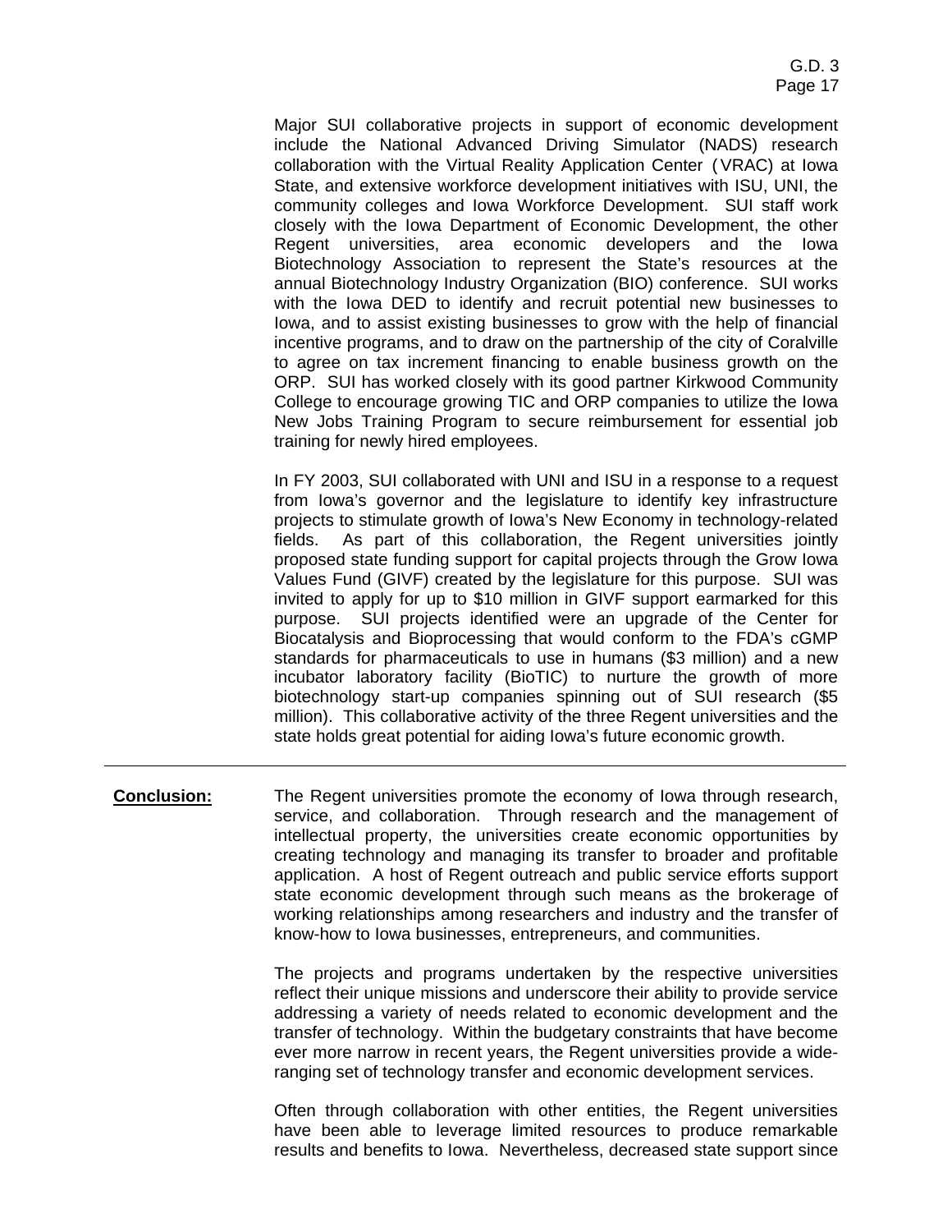Major SUI collaborative projects in support of economic development include the National Advanced Driving Simulator (NADS) research collaboration with the Virtual Reality Application Center (VRAC) at Iowa State, and extensive workforce development initiatives with ISU, UNI, the community colleges and Iowa Workforce Development. SUI staff work closely with the Iowa Department of Economic Development, the other Regent universities, area economic developers and the Iowa Biotechnology Association to represent the State's resources at the annual Biotechnology Industry Organization (BIO) conference. SUI works with the Iowa DED to identify and recruit potential new businesses to Iowa, and to assist existing businesses to grow with the help of financial incentive programs, and to draw on the partnership of the city of Coralville to agree on tax increment financing to enable business growth on the ORP. SUI has worked closely with its good partner Kirkwood Community College to encourage growing TIC and ORP companies to utilize the Iowa New Jobs Training Program to secure reimbursement for essential job training for newly hired employees.

In FY 2003, SUI collaborated with UNI and ISU in a response to a request from Iowa's governor and the legislature to identify key infrastructure projects to stimulate growth of Iowa's New Economy in technology-related fields. As part of this collaboration, the Regent universities jointly proposed state funding support for capital projects through the Grow Iowa Values Fund (GIVF) created by the legislature for this purpose. SUI was invited to apply for up to $10 million in GIVF support earmarked for this purpose. SUI projects identified were an upgrade of the Center for Biocatalysis and Bioprocessing that would conform to the FDA's cGMP standards for pharmaceuticals to use in humans ($3 million) and a new incubator laboratory facility (BioTIC) to nurture the growth of more biotechnology start-up companies spinning out of SUI research ($5 million). This collaborative activity of the three Regent universities and the state holds great potential for aiding Iowa's future economic growth.

---

**Conclusion:**

The Regent universities promote the economy of Iowa through research, service, and collaboration. Through research and the management of intellectual property, the universities create economic opportunities by creating technology and managing its transfer to broader and profitable application. A host of Regent outreach and public service efforts support state economic development through such means as the brokerage of working relationships among researchers and industry and the transfer of know-how to Iowa businesses, entrepreneurs, and communities.

The projects and programs undertaken by the respective universities reflect their unique missions and underscore their ability to provide service addressing a variety of needs related to economic development and the transfer of technology. Within the budgetary constraints that have become ever more narrow in recent years, the Regent universities provide a wide-ranging set of technology transfer and economic development services.

Often through collaboration with other entities, the Regent universities have been able to leverage limited resources to produce remarkable results and benefits to Iowa. Nevertheless, decreased state support since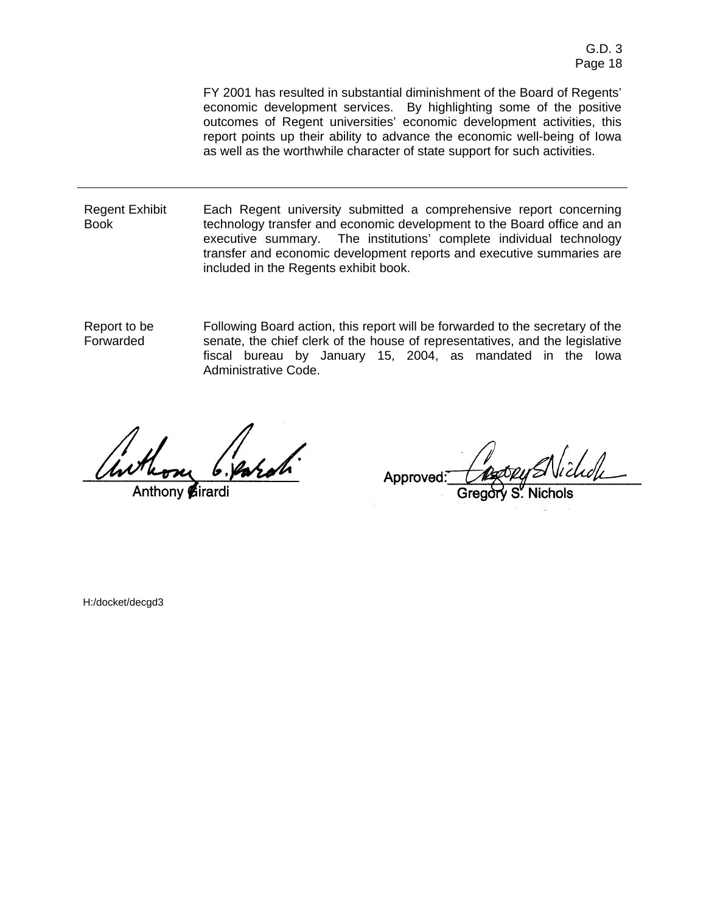FY 2001 has resulted in substantial diminishment of the Board of Regents' economic development services. By highlighting some of the positive outcomes of Regent universities' economic development activities, this report points up their ability to advance the economic well-being of Iowa as well as the worthwhile character of state support for such activities.

---

Regent Exhibit Book

Each Regent university submitted a comprehensive report concerning technology transfer and economic development to the Board office and an executive summary. The institutions' complete individual technology transfer and economic development reports and executive summaries are included in the Regents exhibit book.

Report to be Forwarded

Following Board action, this report will be forwarded to the secretary of the senate, the chief clerk of the house of representatives, and the legislative fiscal bureau by January 15, 2004, as mandated in the Iowa Administrative Code.

Anthony Girardi

Approved: Gregory S. Nichols

H:/docket/decgd3